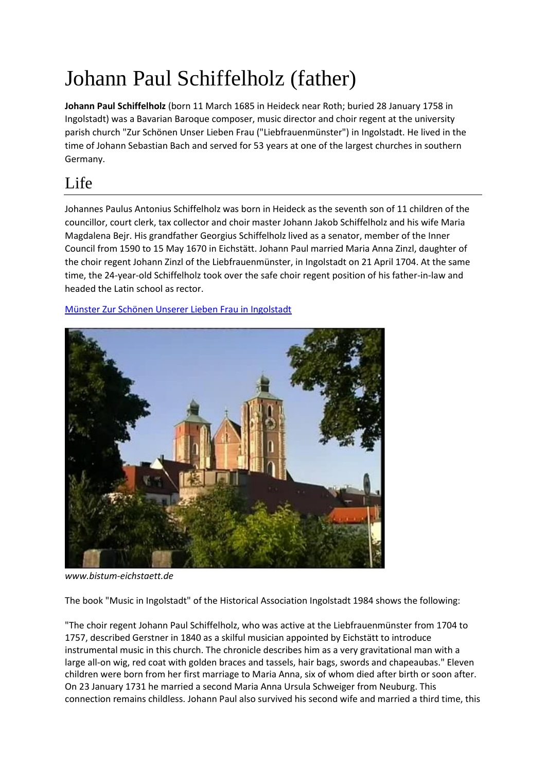# Johann Paul Schiffelholz (father)

**Johann Paul Schiffelholz** (born 11 March 1685 in Heideck near Roth; buried 28 January 1758 in Ingolstadt) was a Bavarian Baroque composer, music director and choir regent at the university parish church "Zur Schönen Unser Lieben Frau ("Liebfrauenmünster") in Ingolstadt. He lived in the time of Johann Sebastian Bach and served for 53 years at one of the largest churches in southern Germany.

## Life

Johannes Paulus Antonius Schiffelholz was born in Heideck as the seventh son of 11 children of the councillor, court clerk, tax collector and choir master Johann Jakob Schiffelholz and his wife Maria Magdalena Bejr. His grandfather Georgius Schiffelholz lived as a senator, member of the Inner Council from 1590 to 15 May 1670 in Eichstätt. Johann Paul married Maria Anna Zinzl, daughter of the choir regent Johann Zinzl of the Liebfrauenmünster, in Ingolstadt on 21 April 1704. At the same time, the 24-year-old Schiffelholz took over the safe choir regent position of his father-in-law and headed the Latin school as rector.

[Münster Zur Schönen Unserer Lieben Frau in Ingolstadt]()

*www.bistum-eichstaett.de*

The book "Music in Ingolstadt" of the Historical Association Ingolstadt 1984 shows the following:

"The choir regent Johann Paul Schiffelholz, who was active at the Liebfrauenmünster from 1704 to 1757, described Gerstner in 1840 as a skilful musician appointed by Eichstätt to introduce instrumental music in this church. The chronicle describes him as a very gravitational man with a large all-on wig, red coat with golden braces and tassels, hair bags, swords and chapeaubas." Eleven children were born from her first marriage to Maria Anna, six of whom died after birth or soon after. On 23 January 1731 he married a second Maria Anna Ursula Schweiger from Neuburg. This connection remains childless. Johann Paul also survived his second wife and married a third time, this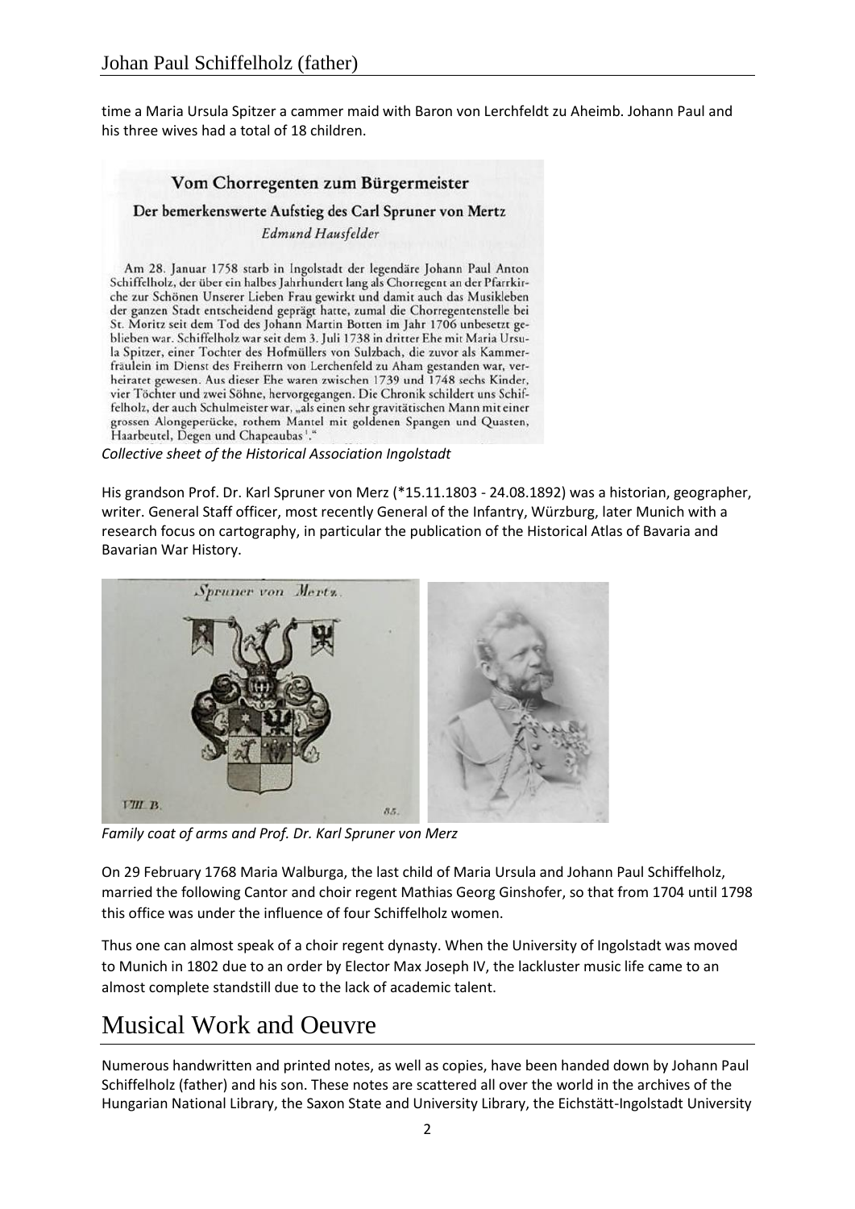time a Maria Ursula Spitzer a cammer maid with Baron von Lerchfeldt zu Aheimb. Johann Paul and his three wives had a total of 18 children.

### Vom Chorregenten zum Bürgermeister

#### Der bemerkenswerte Aufstieg des Carl Spruner von Mertz

*Edmund Hausfelder*

Am 28. Januar 1758 starb in Ingolstadt der legendäre Johann Paul Anton Schiffelholz, der über ein halbes Jahrhundert lang als Chorregent an der Pfarrkirche zur Schönen Unserer Lieben Frau gewirkt und damit auch das Musikleben der ganzen Stadt entscheidend geprägt hatte, zumal die Chorregentenstelle bei St. Moritz seit dem Tod des Johann Martin Botten im Jahr 1706 unbesetzt geblieben war. Schiffelholz war seit dem 3. Juli 1738 in dritter Ehe mit Maria Ursula Spitzer, einer Tochter des Hofmüllers von Sulzbach, die zuvor als Kammerfräulein im Dienst des Freiherrn von Lerchenfeld zu Aham gestanden war, verheiratet gewesen. Aus dieser Ehe waren zwischen 1739 und 1748 sechs Kinder, vier Töchter und zwei Söhne, hervorgegangen. Die Chronik schildert uns Schiffelholz, der auch Schulmeister war, „als einen sehr gravitätischen Mann mit einer grossen Alongeperücke, rothem Mantel mit goldenen Spangen und Quasten, Haarbeutel, Degen und Chapeaubas[1]."

*Collective sheet of the Historical Association Ingolstadt*

His grandson Prof. Dr. Karl Spruner von Merz (*15.11.1803 - 24.08.1892) was a historian, geographer, writer. General Staff officer, most recently General of the Infantry, Würzburg, later Munich with a research focus on cartography, in particular the publication of the Historical Atlas of Bavaria and Bavarian War History.

Spruner von Mertz.

VIII. B. 85.

*Family coat of arms and Prof. Dr. Karl Spruner von Merz*

On 29 February 1768 Maria Walburga, the last child of Maria Ursula and Johann Paul Schiffelholz, married the following Cantor and choir regent Mathias Georg Ginshofer, so that from 1704 until 1798 this office was under the influence of four Schiffelholz women.

Thus one can almost speak of a choir regent dynasty. When the University of Ingolstadt was moved to Munich in 1802 due to an order by Elector Max Joseph IV, the lackluster music life came to an almost complete standstill due to the lack of academic talent.

# Musical Work and Oeuvre

Numerous handwritten and printed notes, as well as copies, have been handed down by Johann Paul Schiffelholz (father) and his son. These notes are scattered all over the world in the archives of the Hungarian National Library, the Saxon State and University Library, the Eichstätt-Ingolstadt University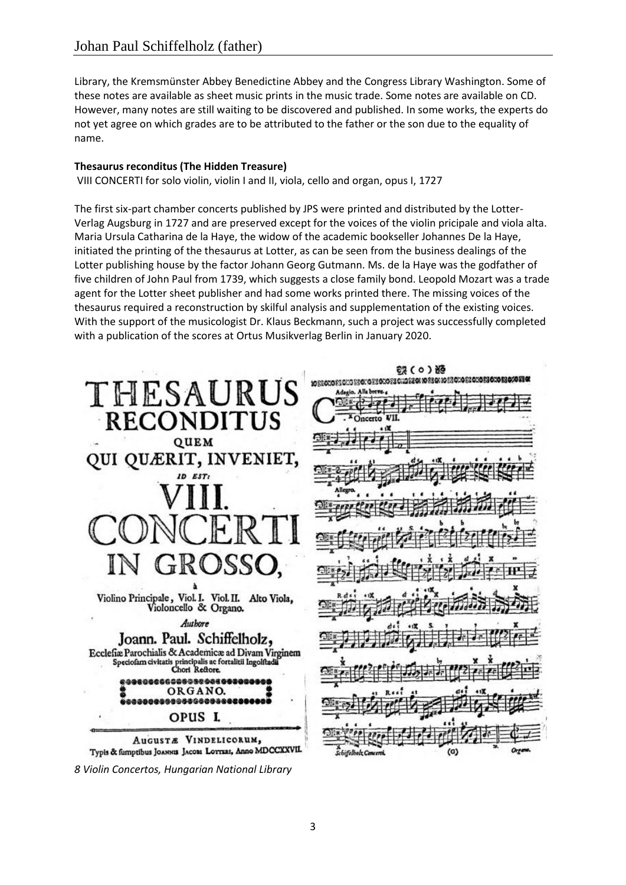Library, the Kremsmünster Abbey Benedictine Abbey and the Congress Library Washington. Some of these notes are available as sheet music prints in the music trade. Some notes are available on CD. However, many notes are still waiting to be discovered and published. In some works, the experts do not yet agree on which grades are to be attributed to the father or the son due to the equality of name.

**Thesaurus reconditus (The Hidden Treasure)**

VIII CONCERTI for solo violin, violin I and II, viola, cello and organ, opus I, 1727

The first six-part chamber concerts published by JPS were printed and distributed by the Lotter-Verlag Augsburg in 1727 and are preserved except for the voices of the violin pricipale and viola alta. Maria Ursula Catharina de la Haye, the widow of the academic bookseller Johannes De la Haye, initiated the printing of the thesaurus at Lotter, as can be seen from the business dealings of the Lotter publishing house by the factor Johann Georg Gutmann. Ms. de la Haye was the godfather of five children of John Paul from 1739, which suggests a close family bond. Leopold Mozart was a trade agent for the Lotter sheet publisher and had some works printed there. The missing voices of the thesaurus required a reconstruction by skilful analysis and supplementation of the existing voices. With the support of the musicologist Dr. Klaus Beckmann, such a project was successfully completed with a publication of the scores at Ortus Musikverlag Berlin in January 2020.

*8 Violin Concertos, Hungarian National Library*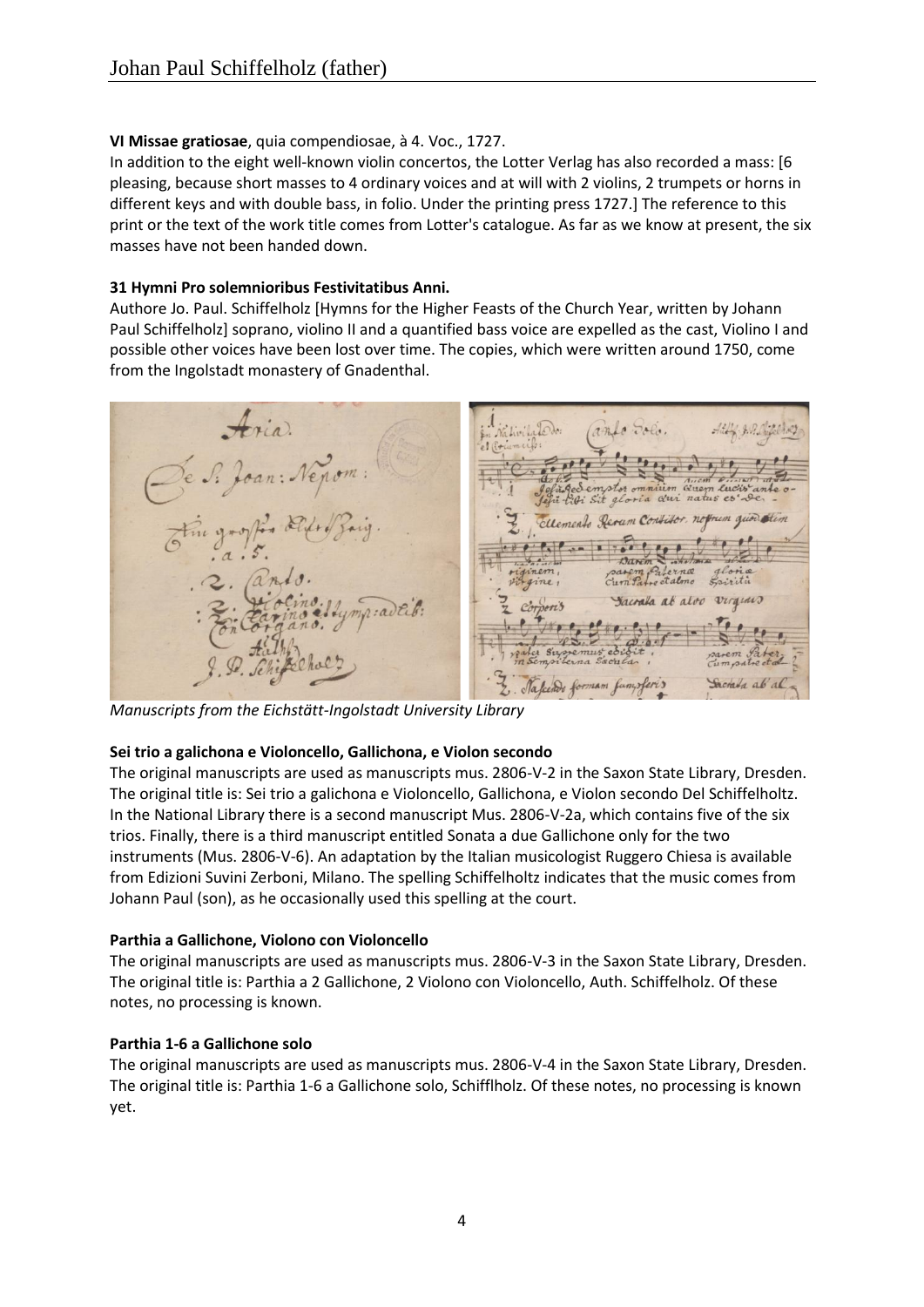**VI Missae gratiosae**, quia compendiosae, à 4. Voc., 1727.

In addition to the eight well-known violin concertos, the Lotter Verlag has also recorded a mass: [6 pleasing, because short masses to 4 ordinary voices and at will with 2 violins, 2 trumpets or horns in different keys and with double bass, in folio. Under the printing press 1727.] The reference to this print or the text of the work title comes from Lotter's catalogue. As far as we know at present, the six masses have not been handed down.

**31 Hymni Pro solemnioribus Festivitatibus Anni.**

Authore Jo. Paul. Schiffelholz [Hymns for the Higher Feasts of the Church Year, written by Johann Paul Schiffelholz] soprano, violino II and a quantified bass voice are expelled as the cast, Violino I and possible other voices have been lost over time. The copies, which were written around 1750, come from the Ingolstadt monastery of Gnadenthal.

*Manuscripts from the Eichstätt-Ingolstadt University Library*

**Sei trio a galichona e Violoncello, Gallichona, e Violon secondo**

The original manuscripts are used as manuscripts mus. 2806-V-2 in the Saxon State Library, Dresden. The original title is: Sei trio a galichona e Violoncello, Gallichona, e Violon secondo Del Schiffelholtz. In the National Library there is a second manuscript Mus. 2806-V-2a, which contains five of the six trios. Finally, there is a third manuscript entitled Sonata a due Gallichone only for the two instruments (Mus. 2806-V-6). An adaptation by the Italian musicologist Ruggero Chiesa is available from Edizioni Suvini Zerboni, Milano. The spelling Schiffelholtz indicates that the music comes from Johann Paul (son), as he occasionally used this spelling at the court.

**Parthia a Gallichone, Violono con Violoncello**

The original manuscripts are used as manuscripts mus. 2806-V-3 in the Saxon State Library, Dresden. The original title is: Parthia a 2 Gallichone, 2 Violono con Violoncello, Auth. Schiffelholz. Of these notes, no processing is known.

**Parthia 1-6 a Gallichone solo**

The original manuscripts are used as manuscripts mus. 2806-V-4 in the Saxon State Library, Dresden. The original title is: Parthia 1-6 a Gallichone solo, Schifflholz. Of these notes, no processing is known yet.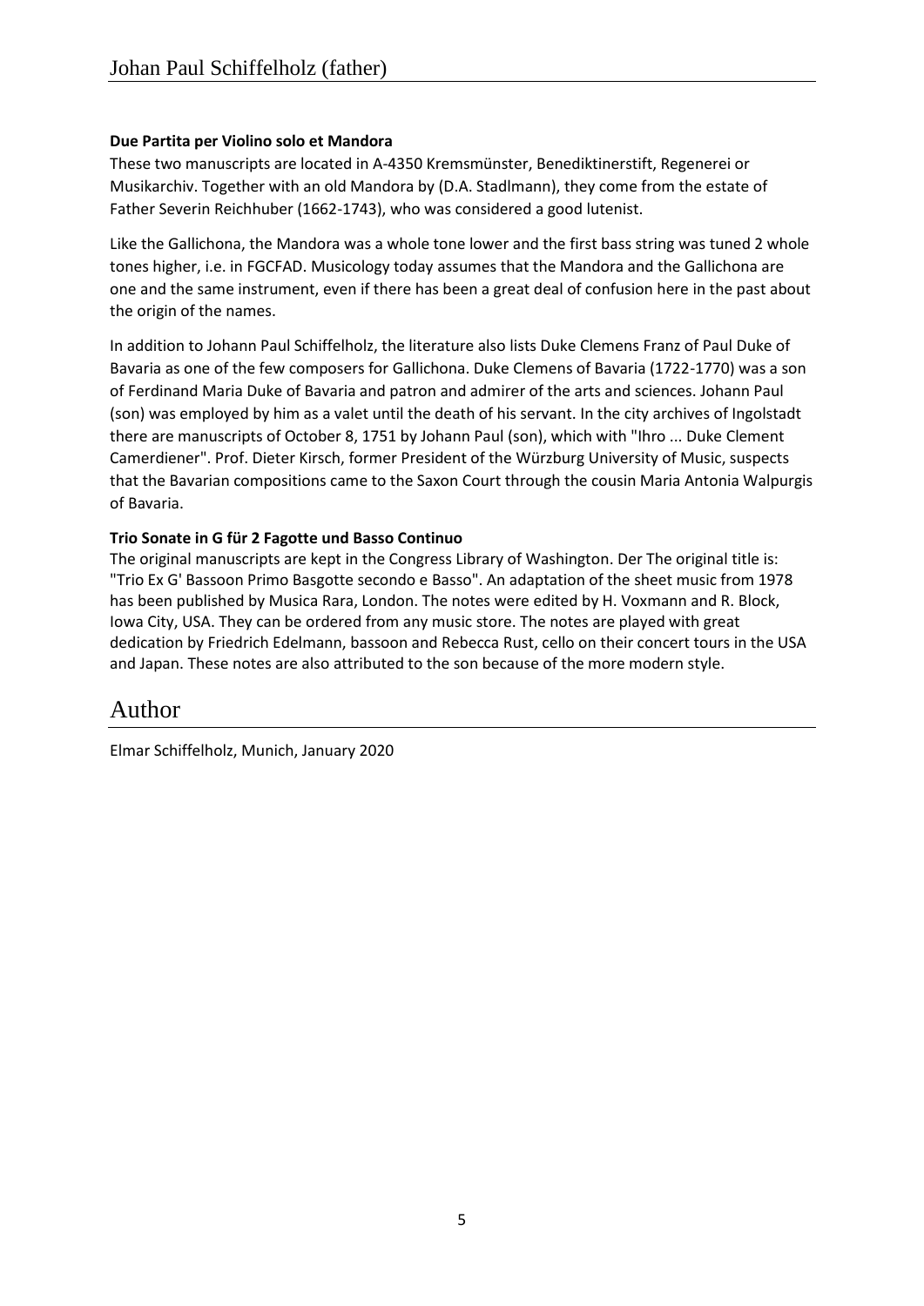**Due Partita per Violino solo et Mandora**

These two manuscripts are located in A-4350 Kremsmünster, Benediktinerstift, Regenerei or Musikarchiv. Together with an old Mandora by (D.A. Stadlmann), they come from the estate of Father Severin Reichhuber (1662-1743), who was considered a good lutenist.

Like the Gallichona, the Mandora was a whole tone lower and the first bass string was tuned 2 whole tones higher, i.e. in FGCFAD. Musicology today assumes that the Mandora and the Gallichona are one and the same instrument, even if there has been a great deal of confusion here in the past about the origin of the names.

In addition to Johann Paul Schiffelholz, the literature also lists Duke Clemens Franz of Paul Duke of Bavaria as one of the few composers for Gallichona. Duke Clemens of Bavaria (1722-1770) was a son of Ferdinand Maria Duke of Bavaria and patron and admirer of the arts and sciences. Johann Paul (son) was employed by him as a valet until the death of his servant. In the city archives of Ingolstadt there are manuscripts of October 8, 1751 by Johann Paul (son), which with "Ihro ... Duke Clement Camerdiener". Prof. Dieter Kirsch, former President of the Würzburg University of Music, suspects that the Bavarian compositions came to the Saxon Court through the cousin Maria Antonia Walpurgis of Bavaria.

**Trio Sonate in G für 2 Fagotte und Basso Continuo**

The original manuscripts are kept in the Congress Library of Washington. Der The original title is: "Trio Ex G' Bassoon Primo Basgotte secondo e Basso". An adaptation of the sheet music from 1978 has been published by Musica Rara, London. The notes were edited by H. Voxmann and R. Block, Iowa City, USA. They can be ordered from any music store. The notes are played with great dedication by Friedrich Edelmann, bassoon and Rebecca Rust, cello on their concert tours in the USA and Japan. These notes are also attributed to the son because of the more modern style.

# Author

Elmar Schiffelholz, Munich, January 2020